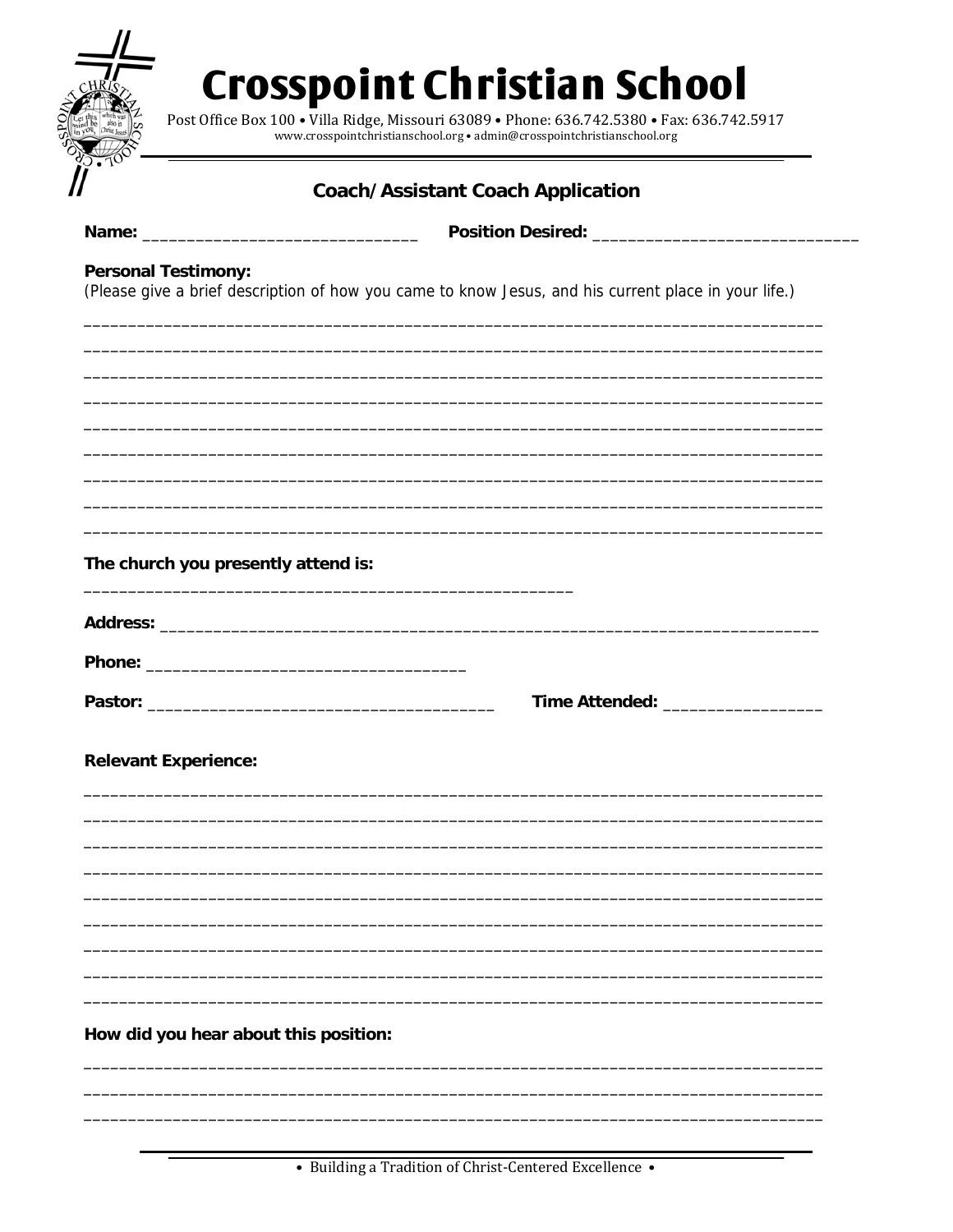# Crosspoint Christian School

Post Office Box 100 • Villa Ridge, Missouri 63089 • Phone: 636.742.5380 • Fax: 636.742.5917
www.crosspointchristianschool.org • admin@crosspointchristianschool.org

## Coach/Assistant Coach Application

**Name:** ______________________________ **Position Desired:** ______________________________

**Personal Testimony:**
(Please give a brief description of how you came to know Jesus, and his current place in your life.)

_______________________________________________________________________________
_______________________________________________________________________________
_______________________________________________________________________________
_______________________________________________________________________________
_______________________________________________________________________________
_______________________________________________________________________________
_______________________________________________________________________________
_______________________________________________________________________________
_______________________________________________________________________________

**The church you presently attend is:**

_____________________________________________________

**Address:** _____________________________________________________________________

**Phone:** __________________________________

**Pastor:** ____________________________________ **Time Attended:** ________________

**Relevant Experience:**

_______________________________________________________________________________
_______________________________________________________________________________
_______________________________________________________________________________
_______________________________________________________________________________
_______________________________________________________________________________
_______________________________________________________________________________
_______________________________________________________________________________
_______________________________________________________________________________
_______________________________________________________________________________

**How did you hear about this position:**

_______________________________________________________________________________
_______________________________________________________________________________
_______________________________________________________________________________

• Building a Tradition of Christ-Centered Excellence •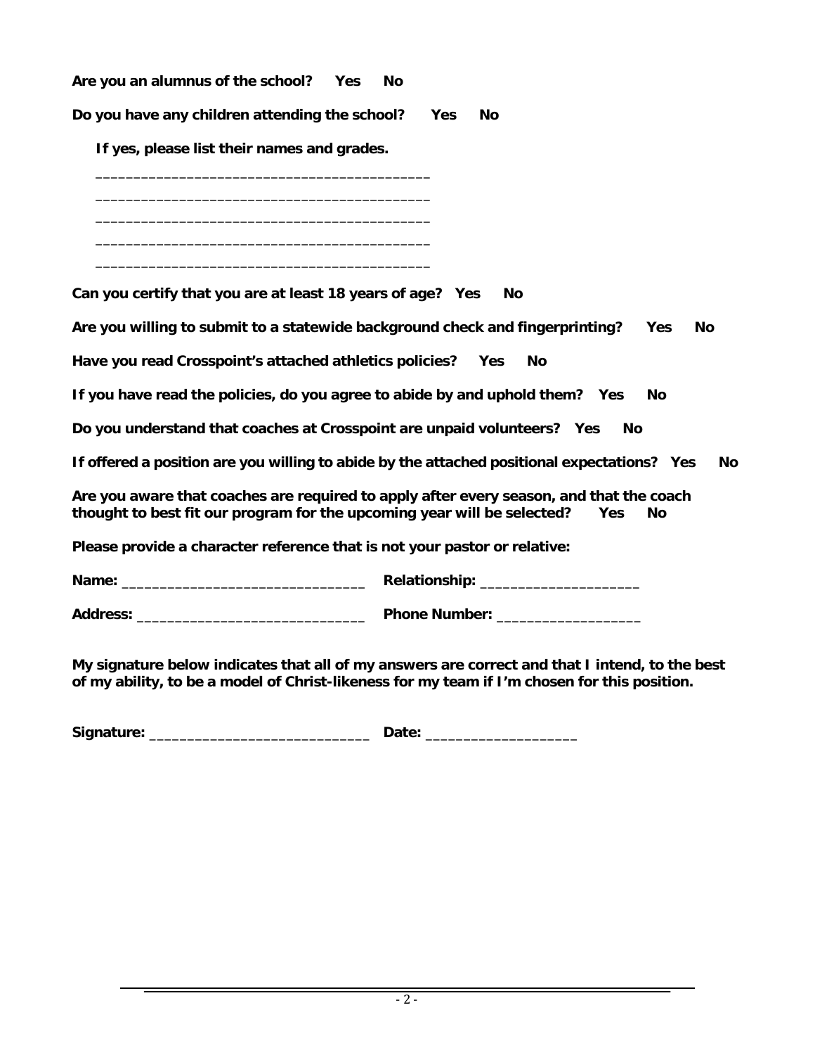**Are you an alumnus of the school? Yes No**

**Do you have any children attending the school? Yes No**

**If yes, please list their names and grades.**

_________________________________________

_________________________________________

_________________________________________

_________________________________________

_________________________________________

**Can you certify that you are at least 18 years of age? Yes No**

**Are you willing to submit to a statewide background check and fingerprinting? Yes No**

**Have you read Crosspoint's attached athletics policies? Yes No**

**If you have read the policies, do you agree to abide by and uphold them? Yes No**

**Do you understand that coaches at Crosspoint are unpaid volunteers? Yes No**

**If offered a position are you willing to abide by the attached positional expectations? Yes No**

**Are you aware that coaches are required to apply after every season, and that the coach thought to best fit our program for the upcoming year will be selected? Yes No**

**Please provide a character reference that is not your pastor or relative:**

**Name:** ______________________________ **Relationship:** ___________________

**Address:** ____________________________ **Phone Number:** _________________

**My signature below indicates that all of my answers are correct and that I intend, to the best of my ability, to be a model of Christ-likeness for my team if I'm chosen for this position.**

**Signature:** ___________________________ **Date:** __________________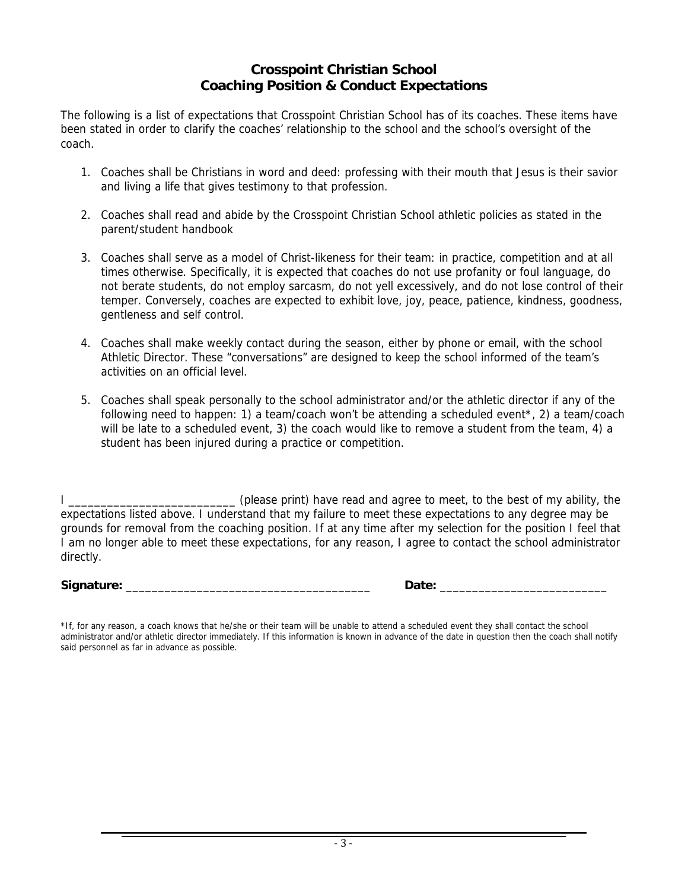# Crosspoint Christian School
## Coaching Position & Conduct Expectations

The following is a list of expectations that Crosspoint Christian School has of its coaches. These items have been stated in order to clarify the coaches' relationship to the school and the school's oversight of the coach.

1. Coaches shall be Christians in word and deed: professing with their mouth that Jesus is their savior and living a life that gives testimony to that profession.

2. Coaches shall read and abide by the Crosspoint Christian School athletic policies as stated in the parent/student handbook

3. Coaches shall serve as a model of Christ-likeness for their team: in practice, competition and at all times otherwise. Specifically, it is expected that coaches do not use profanity or foul language, do not berate students, do not employ sarcasm, do not yell excessively, and do not lose control of their temper. Conversely, coaches are expected to exhibit love, joy, peace, patience, kindness, goodness, gentleness and self control.

4. Coaches shall make weekly contact during the season, either by phone or email, with the school Athletic Director. These "conversations" are designed to keep the school informed of the team's activities on an official level.

5. Coaches shall speak personally to the school administrator and/or the athletic director if any of the following need to happen: 1) a team/coach won't be attending a scheduled event*, 2) a team/coach will be late to a scheduled event, 3) the coach would like to remove a student from the team, 4) a student has been injured during a practice or competition.

I __________________________ (please print) have read and agree to meet, to the best of my ability, the expectations listed above. I understand that my failure to meet these expectations to any degree may be grounds for removal from the coaching position. If at any time after my selection for the position I feel that I am no longer able to meet these expectations, for any reason, I agree to contact the school administrator directly.

**Signature:** ______________________________________ **Date:** _________________________

*If, for any reason, a coach knows that he/she or their team will be unable to attend a scheduled event they shall contact the school administrator and/or athletic director immediately. If this information is known in advance of the date in question then the coach shall notify said personnel as far in advance as possible.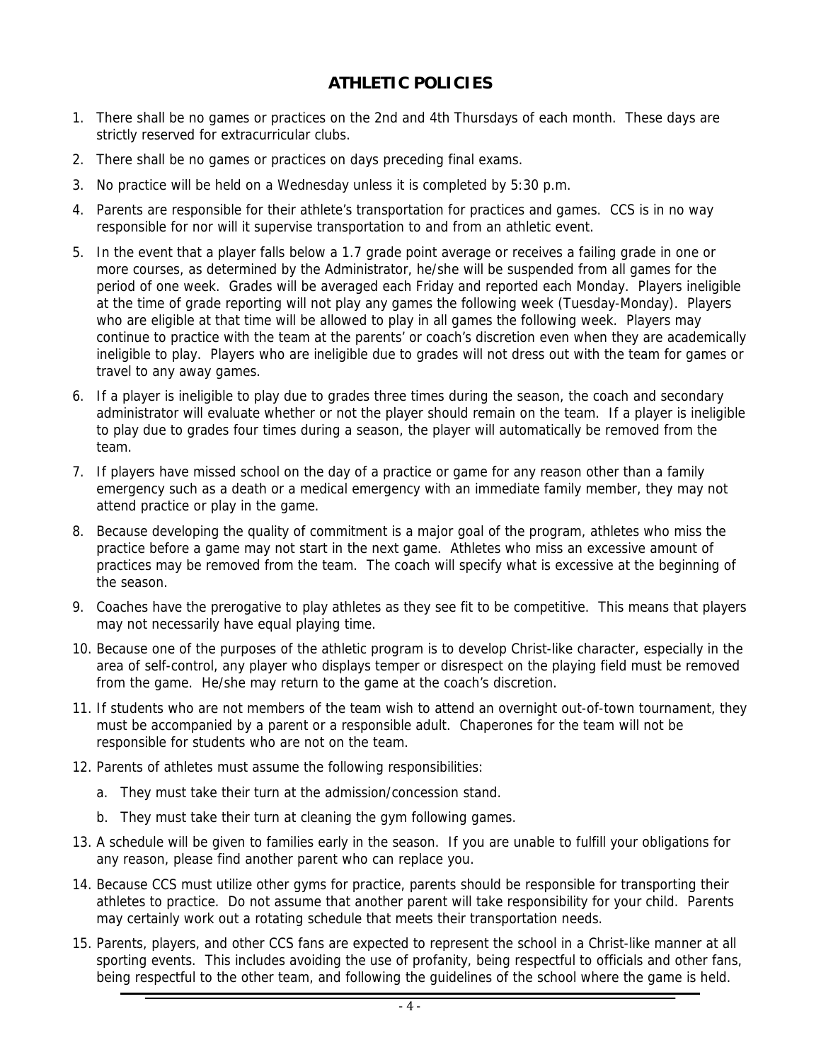# ATHLETIC POLICIES

1. There shall be no games or practices on the 2nd and 4th Thursdays of each month. These days are strictly reserved for extracurricular clubs.
2. There shall be no games or practices on days preceding final exams.
3. No practice will be held on a Wednesday unless it is completed by 5:30 p.m.
4. Parents are responsible for their athlete's transportation for practices and games. CCS is in no way responsible for nor will it supervise transportation to and from an athletic event.
5. In the event that a player falls below a 1.7 grade point average or receives a failing grade in one or more courses, as determined by the Administrator, he/she will be suspended from all games for the period of one week. Grades will be averaged each Friday and reported each Monday. Players ineligible at the time of grade reporting will not play any games the following week (Tuesday-Monday). Players who are eligible at that time will be allowed to play in all games the following week. Players may continue to practice with the team at the parents' or coach's discretion even when they are academically ineligible to play. Players who are ineligible due to grades will not dress out with the team for games or travel to any away games.
6. If a player is ineligible to play due to grades three times during the season, the coach and secondary administrator will evaluate whether or not the player should remain on the team. If a player is ineligible to play due to grades four times during a season, the player will automatically be removed from the team.
7. If players have missed school on the day of a practice or game for any reason other than a family emergency such as a death or a medical emergency with an immediate family member, they may not attend practice or play in the game.
8. Because developing the quality of commitment is a major goal of the program, athletes who miss the practice before a game may not start in the next game. Athletes who miss an excessive amount of practices may be removed from the team. The coach will specify what is excessive at the beginning of the season.
9. Coaches have the prerogative to play athletes as they see fit to be competitive. This means that players may not necessarily have equal playing time.
10. Because one of the purposes of the athletic program is to develop Christ-like character, especially in the area of self-control, any player who displays temper or disrespect on the playing field must be removed from the game. He/she may return to the game at the coach's discretion.
11. If students who are not members of the team wish to attend an overnight out-of-town tournament, they must be accompanied by a parent or a responsible adult. Chaperones for the team will not be responsible for students who are not on the team.
12. Parents of athletes must assume the following responsibilities:
    a. They must take their turn at the admission/concession stand.
    b. They must take their turn at cleaning the gym following games.
13. A schedule will be given to families early in the season. If you are unable to fulfill your obligations for any reason, please find another parent who can replace you.
14. Because CCS must utilize other gyms for practice, parents should be responsible for transporting their athletes to practice. Do not assume that another parent will take responsibility for your child. Parents may certainly work out a rotating schedule that meets their transportation needs.
15. Parents, players, and other CCS fans are expected to represent the school in a Christ-like manner at all sporting events. This includes avoiding the use of profanity, being respectful to officials and other fans, being respectful to the other team, and following the guidelines of the school where the game is held.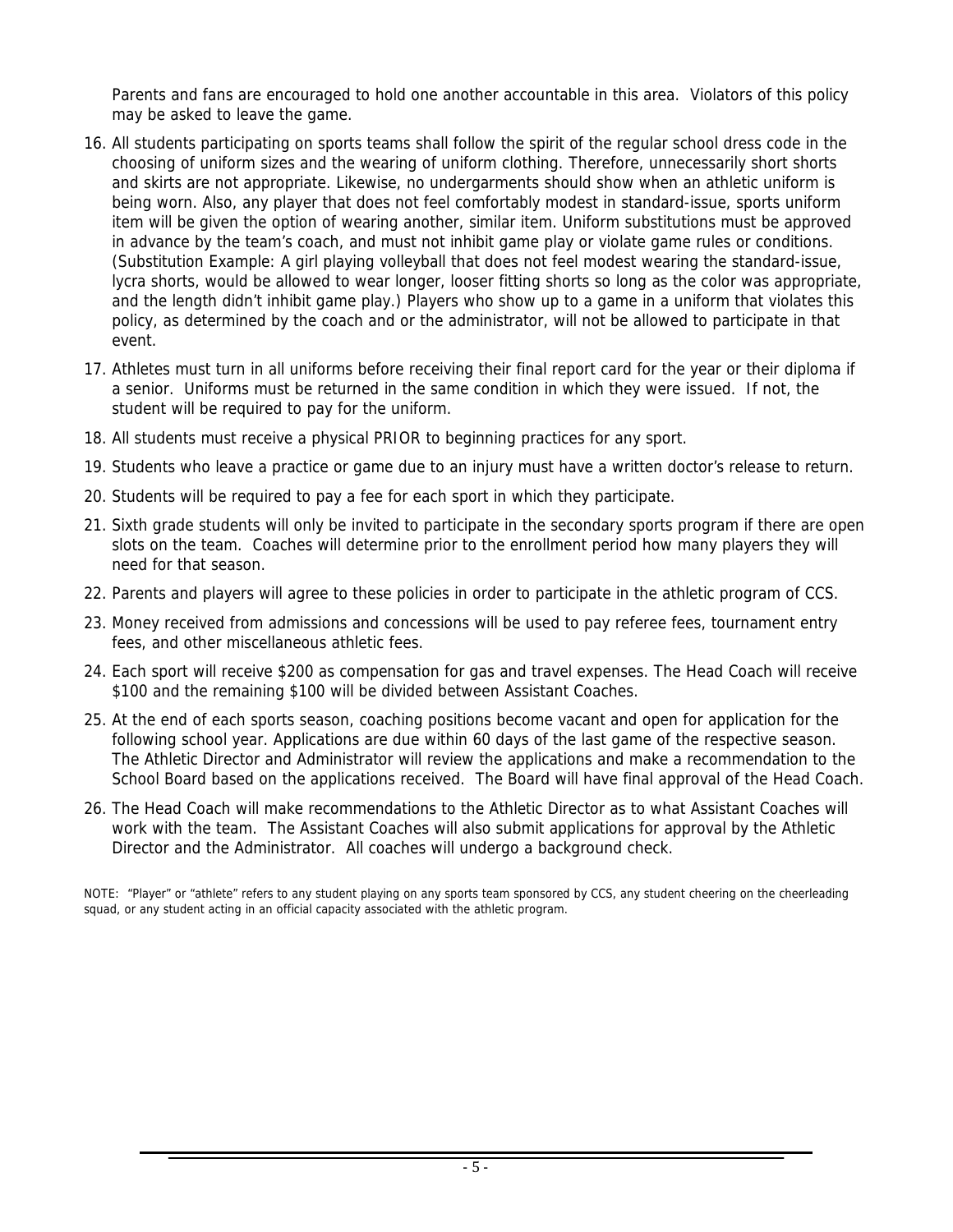Parents and fans are encouraged to hold one another accountable in this area. Violators of this policy may be asked to leave the game.

16. All students participating on sports teams shall follow the spirit of the regular school dress code in the choosing of uniform sizes and the wearing of uniform clothing. Therefore, unnecessarily short shorts and skirts are not appropriate. Likewise, no undergarments should show when an athletic uniform is being worn. Also, any player that does not feel comfortably modest in standard-issue, sports uniform item will be given the option of wearing another, similar item. Uniform substitutions must be approved in advance by the team's coach, and must not inhibit game play or violate game rules or conditions. (Substitution Example: A girl playing volleyball that does not feel modest wearing the standard-issue, lycra shorts, would be allowed to wear longer, looser fitting shorts so long as the color was appropriate, and the length didn't inhibit game play.) Players who show up to a game in a uniform that violates this policy, as determined by the coach and or the administrator, will not be allowed to participate in that event.
17. Athletes must turn in all uniforms before receiving their final report card for the year or their diploma if a senior. Uniforms must be returned in the same condition in which they were issued. If not, the student will be required to pay for the uniform.
18. All students must receive a physical PRIOR to beginning practices for any sport.
19. Students who leave a practice or game due to an injury must have a written doctor's release to return.
20. Students will be required to pay a fee for each sport in which they participate.
21. Sixth grade students will only be invited to participate in the secondary sports program if there are open slots on the team. Coaches will determine prior to the enrollment period how many players they will need for that season.
22. Parents and players will agree to these policies in order to participate in the athletic program of CCS.
23. Money received from admissions and concessions will be used to pay referee fees, tournament entry fees, and other miscellaneous athletic fees.
24. Each sport will receive $200 as compensation for gas and travel expenses. The Head Coach will receive $100 and the remaining $100 will be divided between Assistant Coaches.
25. At the end of each sports season, coaching positions become vacant and open for application for the following school year. Applications are due within 60 days of the last game of the respective season. The Athletic Director and Administrator will review the applications and make a recommendation to the School Board based on the applications received. The Board will have final approval of the Head Coach.
26. The Head Coach will make recommendations to the Athletic Director as to what Assistant Coaches will work with the team. The Assistant Coaches will also submit applications for approval by the Athletic Director and the Administrator. All coaches will undergo a background check.

NOTE: "Player" or "athlete" refers to any student playing on any sports team sponsored by CCS, any student cheering on the cheerleading squad, or any student acting in an official capacity associated with the athletic program.